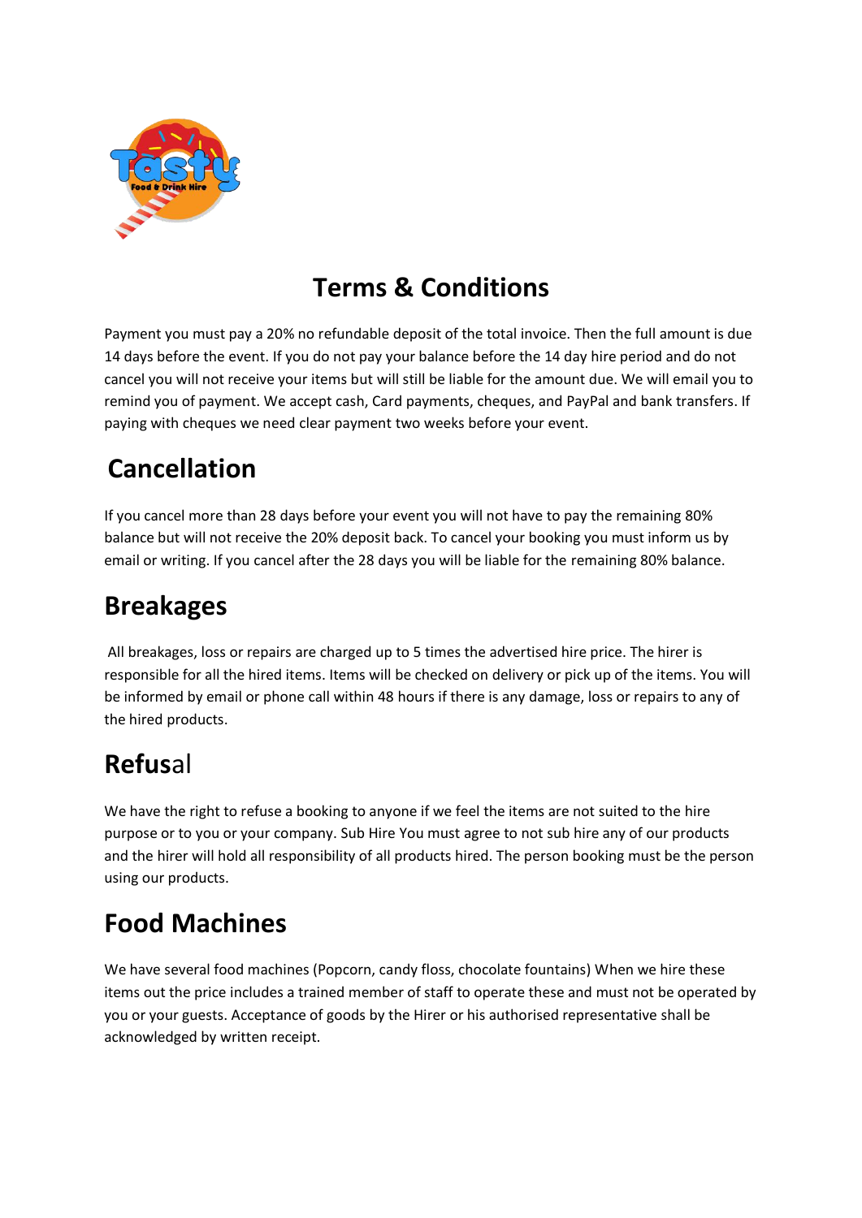# Terms & Conditions

Payment you must pay a 20% no refundable deposit of the total invoice. Then the full amount is due 14 days before the event. If you do not pay your balance before the 14 day hire period and do not cancel you will not receive your items but will still be liable for the amount due. We will email you to remind you of payment. We accept cash, Card payments, cheques, and PayPal and bank transfers. If paying with cheques we need clear payment two weeks before your event.

## Cancellation

If you cancel more than 28 days before your event you will not have to pay the remaining 80% balance but will not receive the 20% deposit back. To cancel your booking you must inform us by email or writing. If you cancel after the 28 days you will be liable for the remaining 80% balance.

## Breakages

All breakages, loss or repairs are charged up to 5 times the advertised hire price. The hirer is responsible for all the hired items. Items will be checked on delivery or pick up of the items. You will be informed by email or phone call within 48 hours if there is any damage, loss or repairs to any of the hired products.

## Refusal

We have the right to refuse a booking to anyone if we feel the items are not suited to the hire purpose or to you or your company. Sub Hire You must agree to not sub hire any of our products and the hirer will hold all responsibility of all products hired. The person booking must be the person using our products.

## Food Machines

We have several food machines (Popcorn, candy floss, chocolate fountains) When we hire these items out the price includes a trained member of staff to operate these and must not be operated by you or your guests. Acceptance of goods by the Hirer or his authorised representative shall be acknowledged by written receipt.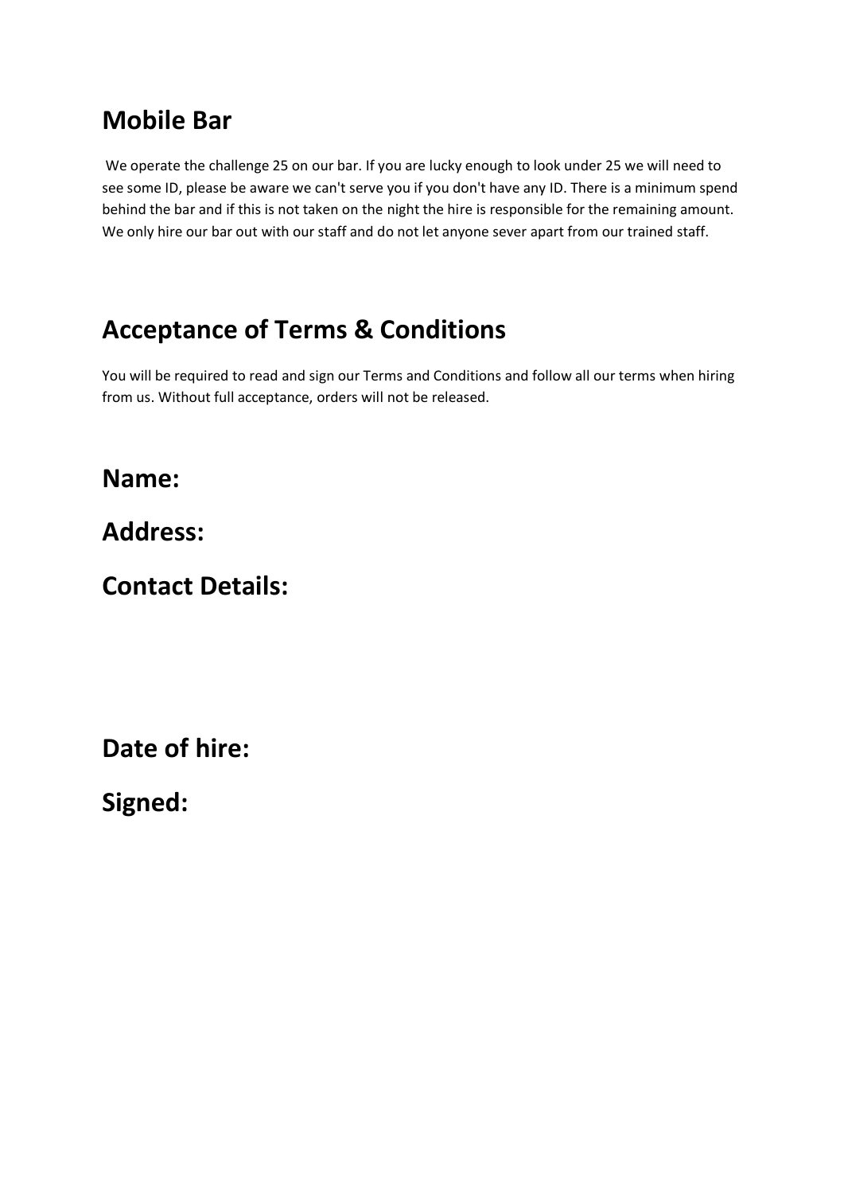## Mobile Bar

We operate the challenge 25 on our bar. If you are lucky enough to look under 25 we will need to see some ID, please be aware we can't serve you if you don't have any ID. There is a minimum spend behind the bar and if this is not taken on the night the hire is responsible for the remaining amount. We only hire our bar out with our staff and do not let anyone sever apart from our trained staff.

## Acceptance of Terms & Conditions

You will be required to read and sign our Terms and Conditions and follow all our terms when hiring from us. Without full acceptance, orders will not be released.

## Name:

## Address:

## Contact Details:

## Date of hire:

## Signed: